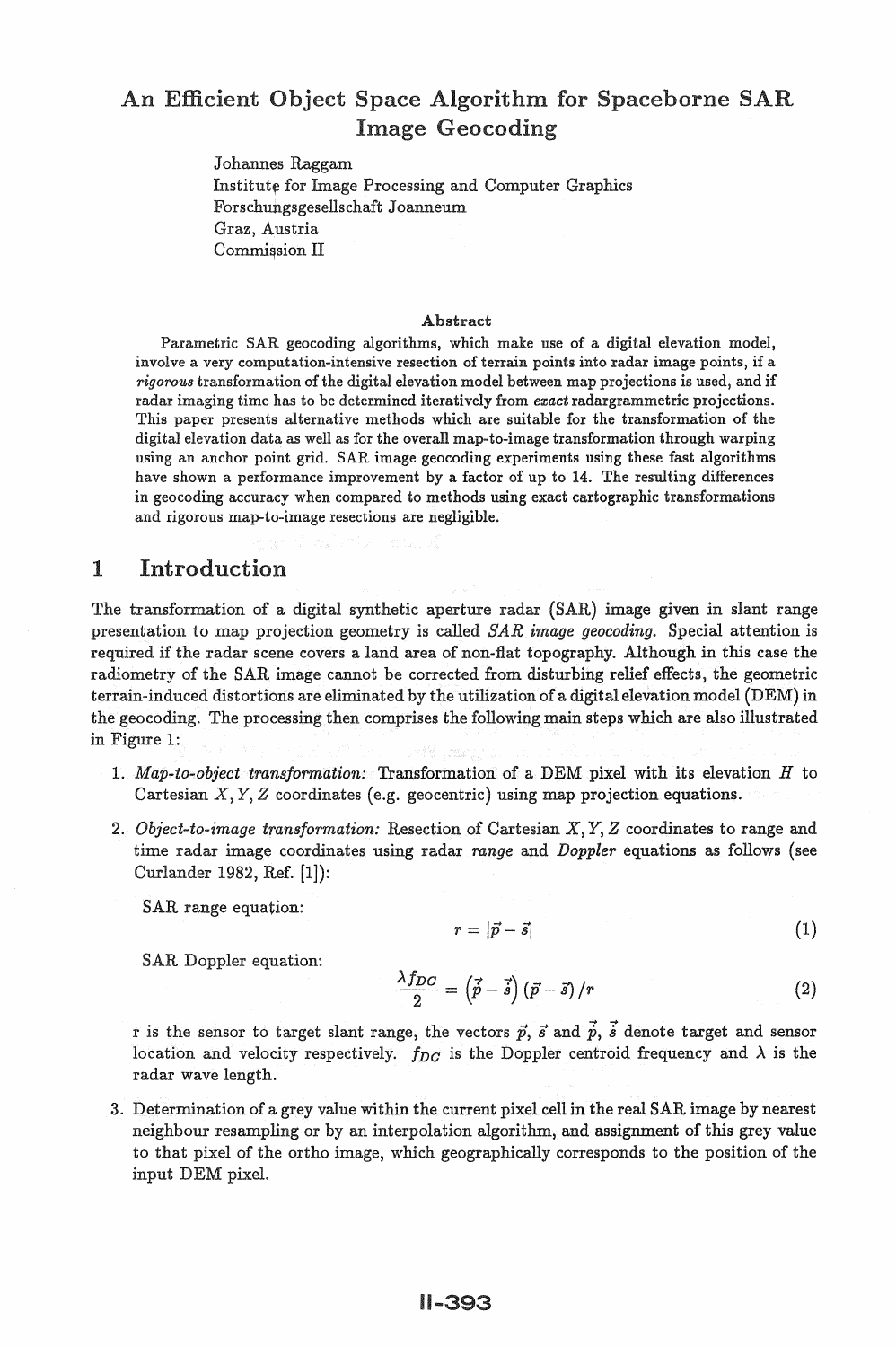# An Efficient Object Space Algorithm for Spaceborne SAR Image Geocoding

Johannes Raggam
Institute for Image Processing and Computer Graphics
Forschungsgesellschaft Joanneum
Graz, Austria
Commission II

### Abstract

Parametric SAR geocoding algorithms, which make use of a digital elevation model, involve a very computation-intensive resection of terrain points into radar image points, if a *rigorous* transformation of the digital elevation model between map projections is used, and if radar imaging time has to be determined iteratively from *exact* radargrammetric projections. This paper presents alternative methods which are suitable for the transformation of the digital elevation data as well as for the overall map-to-image transformation through warping using an anchor point grid. SAR image geocoding experiments using these fast algorithms have shown a performance improvement by a factor of up to 14. The resulting differences in geocoding accuracy when compared to methods using exact cartographic transformations and rigorous map-to-image resections are negligible.

## 1 Introduction

The transformation of a digital synthetic aperture radar (SAR) image given in slant range presentation to map projection geometry is called *SAR image geocoding.* Special attention is required if the radar scene covers a land area of non-flat topography. Although in this case the radiometry of the SAR image cannot be corrected from disturbing relief effects, the geometric terrain-induced distortions are eliminated by the utilization of a digital elevation model (DEM) in the geocoding. The processing then comprises the following main steps which are also illustrated in Figure 1:

1. *Map-to-object transformation:* Transformation of a DEM pixel with its elevation $H$ to Cartesian $X, Y, Z$ coordinates (e.g. geocentric) using map projection equations.

2. *Object-to-image transformation:* Resection of Cartesian $X, Y, Z$ coordinates to range and time radar image coordinates using radar *range* and *Doppler* equations as follows (see Curlander 1982, Ref. [1]):

   SAR range equation:
   $$r = |\vec{p} - \vec{s}| \tag{1}$$

   SAR Doppler equation:
   $$\frac{\lambda f_{DC}}{2} = \left(\dot{\vec{p}} - \dot{\vec{s}}\right)(\vec{p} - \vec{s})/r \tag{2}$$

   r is the sensor to target slant range, the vectors $\vec{p}$, $\vec{s}$ and $\dot{\vec{p}}$, $\dot{\vec{s}}$ denote target and sensor location and velocity respectively. $f_{DC}$ is the Doppler centroid frequency and $\lambda$ is the radar wave length.

3. Determination of a grey value within the current pixel cell in the real SAR image by nearest neighbour resampling or by an interpolation algorithm, and assignment of this grey value to that pixel of the ortho image, which geographically corresponds to the position of the input DEM pixel.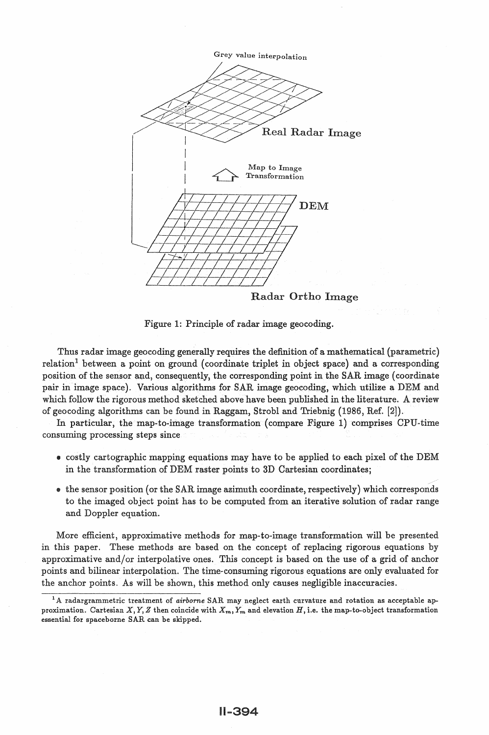Figure 1: Principle of radar image geocoding.

Thus radar image geocoding generally requires the definition of a mathematical (parametric) relation[1] between a point on ground (coordinate triplet in object space) and a corresponding position of the sensor and, consequently, the corresponding point in the SAR image (coordinate pair in image space). Various algorithms for SAR image geocoding, which utilize a DEM and which follow the rigorous method sketched above have been published in the literature. A review of geocoding algorithms can be found in Raggam, Strobl and Triebnig (1986, Ref. [2]).

In particular, the map-to-image transformation (compare Figure 1) comprises CPU-time consuming processing steps since

- costly cartographic mapping equations may have to be applied to each pixel of the DEM in the transformation of DEM raster points to 3D Cartesian coordinates;
- the sensor position (or the SAR image azimuth coordinate, respectively) which corresponds to the imaged object point has to be computed from an iterative solution of radar range and Doppler equation.

More efficient, approximative methods for map-to-image transformation will be presented in this paper. These methods are based on the concept of replacing rigorous equations by approximative and/or interpolative ones. This concept is based on the use of a grid of anchor points and bilinear interpolation. The time-consuming rigorous equations are only evaluated for the anchor points. As will be shown, this method only causes negligible inaccuracies.

[1] A radargrammetric treatment of *airborne* SAR may neglect earth curvature and rotation as acceptable approximation. Cartesian $X, Y, Z$ then coincide with $X_m, Y_m$ and elevation $H$, i.e. the map-to-object transformation essential for spaceborne SAR can be skipped.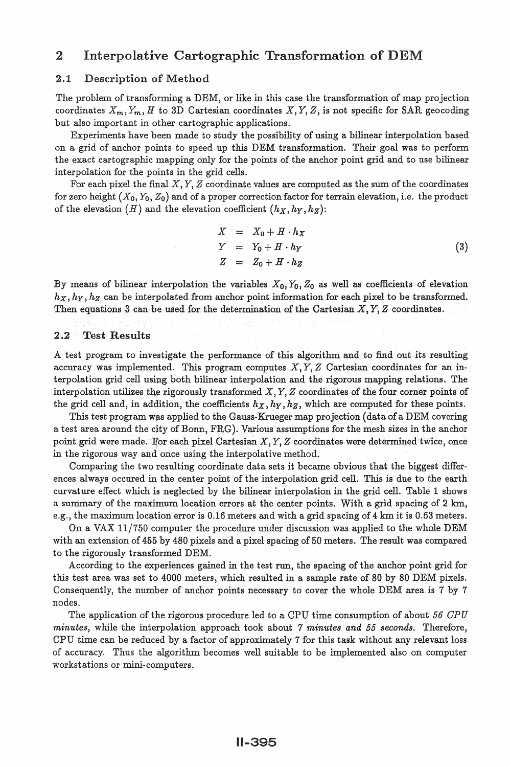## 2 Interpolative Cartographic Transformation of DEM

### 2.1 Description of Method

The problem of transforming a DEM, or like in this case the transformation of map projection coordinates $X_m, Y_m, H$ to 3D Cartesian coordinates $X, Y, Z$, is not specific for SAR geocoding but also important in other cartographic applications.

Experiments have been made to study the possibility of using a bilinear interpolation based on a grid of anchor points to speed up this DEM transformation. Their goal was to perform the exact cartographic mapping only for the points of the anchor point grid and to use bilinear interpolation for the points in the grid cells.

For each pixel the final $X, Y, Z$ coordinate values are computed as the sum of the coordinates for zero height $(X_0, Y_0, Z_0)$ and of a proper correction factor for terrain elevation, i.e. the product of the elevation $(H)$ and the elevation coefficient $(h_X, h_Y, h_Z)$:

$$
\begin{aligned}
X &= X_0 + H \cdot h_X \\
Y &= Y_0 + H \cdot h_Y \\
Z &= Z_0 + H \cdot h_Z
\end{aligned}
\tag{3}
$$

By means of bilinear interpolation the variables $X_0, Y_0, Z_0$ as well as coefficients of elevation $h_X, h_Y, h_Z$ can be interpolated from anchor point information for each pixel to be transformed. Then equations 3 can be used for the determination of the Cartesian $X, Y, Z$ coordinates.

### 2.2 Test Results

A test program to investigate the performance of this algorithm and to find out its resulting accuracy was implemented. This program computes $X, Y, Z$ Cartesian coordinates for an interpolation grid cell using both bilinear interpolation and the rigorous mapping relations. The interpolation utilizes the rigorously transformed $X, Y, Z$ coordinates of the four corner points of the grid cell and, in addition, the coefficients $h_X, h_Y, h_Z$, which are computed for these points.

This test program was applied to the Gauss-Krueger map projection (data of a DEM covering a test area around the city of Bonn, FRG). Various assumptions for the mesh sizes in the anchor point grid were made. For each pixel Cartesian $X, Y, Z$ coordinates were determined twice, once in the rigorous way and once using the interpolative method.

Comparing the two resulting coordinate data sets it became obvious that the biggest differences always occured in the center point of the interpolation grid cell. This is due to the earth curvature effect which is neglected by the bilinear interpolation in the grid cell. Table 1 shows a summary of the maximum location errors at the center points. With a grid spacing of 2 km, e.g., the maximum location error is 0.16 meters and with a grid spacing of 4 km it is 0.63 meters.

On a VAX 11/750 computer the procedure under discussion was applied to the whole DEM with an extension of 455 by 480 pixels and a pixel spacing of 50 meters. The result was compared to the rigorously transformed DEM.

According to the experiences gained in the test run, the spacing of the anchor point grid for this test area was set to 4000 meters, which resulted in a sample rate of 80 by 80 DEM pixels. Consequently, the number of anchor points necessary to cover the whole DEM area is 7 by 7 nodes.

The application of the rigorous procedure led to a CPU time consumption of about *56 CPU minutes*, while the interpolation approach took about *7 minutes and 55 seconds.* Therefore, CPU time can be reduced by a factor of approximately 7 for this task without any relevant loss of accuracy. Thus the algorithm becomes well suitable to be implemented also on computer workstations or mini-computers.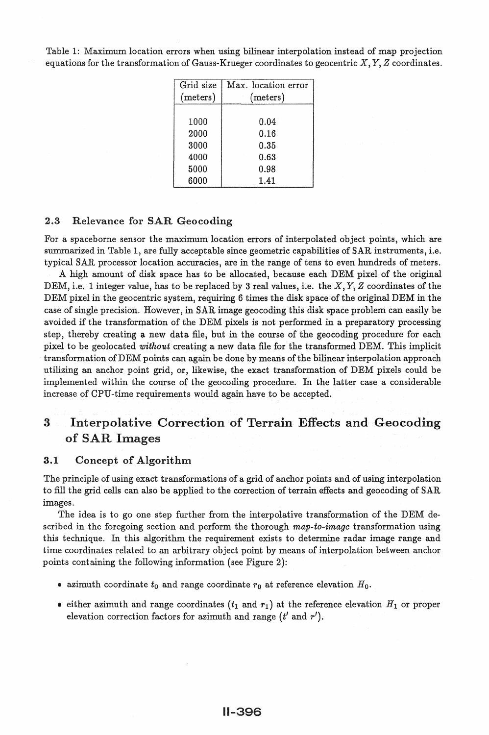Table 1: Maximum location errors when using bilinear interpolation instead of map projection equations for the transformation of Gauss-Krueger coordinates to geocentric $X, Y, Z$ coordinates.

| Grid size (meters) | Max. location error (meters) |
|---|---|
| 1000 | 0.04 |
| 2000 | 0.16 |
| 3000 | 0.35 |
| 4000 | 0.63 |
| 5000 | 0.98 |
| 6000 | 1.41 |

### 2.3 Relevance for SAR Geocoding

For a spaceborne sensor the maximum location errors of interpolated object points, which are summarized in Table 1, are fully acceptable since geometric capabilities of SAR instruments, i.e. typical SAR processor location accuracies, are in the range of tens to even hundreds of meters.

A high amount of disk space has to be allocated, because each DEM pixel of the original DEM, i.e. 1 integer value, has to be replaced by 3 real values, i.e. the $X, Y, Z$ coordinates of the DEM pixel in the geocentric system, requiring 6 times the disk space of the original DEM in the case of single precision. However, in SAR image geocoding this disk space problem can easily be avoided if the transformation of the DEM pixels is not performed in a preparatory processing step, thereby creating a new data file, but in the course of the geocoding procedure for each pixel to be geolocated *without* creating a new data file for the transformed DEM. This implicit transformation of DEM points can again be done by means of the bilinear interpolation approach utilizing an anchor point grid, or, likewise, the exact transformation of DEM pixels could be implemented within the course of the geocoding procedure. In the latter case a considerable increase of CPU-time requirements would again have to be accepted.

## 3 Interpolative Correction of Terrain Effects and Geocoding of SAR Images

### 3.1 Concept of Algorithm

The principle of using exact transformations of a grid of anchor points and of using interpolation to fill the grid cells can also be applied to the correction of terrain effects and geocoding of SAR images.

The idea is to go one step further from the interpolative transformation of the DEM described in the foregoing section and perform the thorough *map-to-image* transformation using this technique. In this algorithm the requirement exists to determine radar image range and time coordinates related to an arbitrary object point by means of interpolation between anchor points containing the following information (see Figure 2):

- azimuth coordinate $t_0$ and range coordinate $r_0$ at reference elevation $H_0$.
- either azimuth and range coordinates ($t_1$ and $r_1$) at the reference elevation $H_1$ or proper elevation correction factors for azimuth and range ($t'$ and $r'$).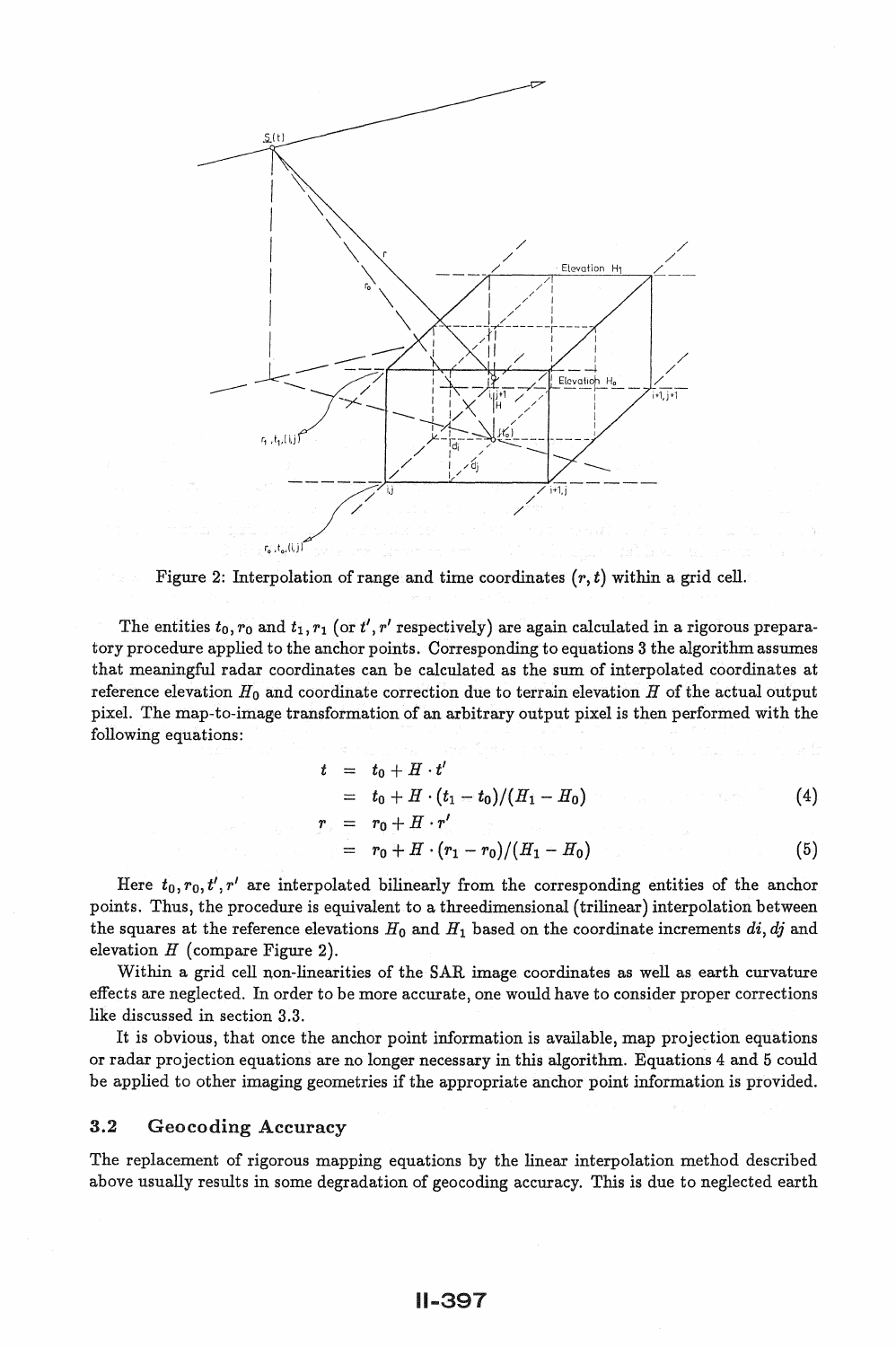Figure 2: Interpolation of range and time coordinates $(r, t)$ within a grid cell.

The entities $t_0, r_0$ and $t_1, r_1$ (or $t', r'$ respectively) are again calculated in a rigorous preparatory procedure applied to the anchor points. Corresponding to equations 3 the algorithm assumes that meaningful radar coordinates can be calculated as the sum of interpolated coordinates at reference elevation $H_0$ and coordinate correction due to terrain elevation $H$ of the actual output pixel. The map-to-image transformation of an arbitrary output pixel is then performed with the following equations:

$$
\begin{aligned}
t &= t_0 + H \cdot t' \\
&= t_0 + H \cdot (t_1 - t_0)/(H_1 - H_0) \qquad (4) \\
r &= r_0 + H \cdot r' \\
&= r_0 + H \cdot (r_1 - r_0)/(H_1 - H_0) \qquad (5)
\end{aligned}
$$

Here $t_0, r_0, t', r'$ are interpolated bilinearly from the corresponding entities of the anchor points. Thus, the procedure is equivalent to a threedimensional (trilinear) interpolation between the squares at the reference elevations $H_0$ and $H_1$ based on the coordinate increments $di, dj$ and elevation $H$ (compare Figure 2).

Within a grid cell non-linearities of the SAR image coordinates as well as earth curvature effects are neglected. In order to be more accurate, one would have to consider proper corrections like discussed in section 3.3.

It is obvious, that once the anchor point information is available, map projection equations or radar projection equations are no longer necessary in this algorithm. Equations 4 and 5 could be applied to other imaging geometries if the appropriate anchor point information is provided.

## 3.2 Geocoding Accuracy

The replacement of rigorous mapping equations by the linear interpolation method described above usually results in some degradation of geocoding accuracy. This is due to neglected earth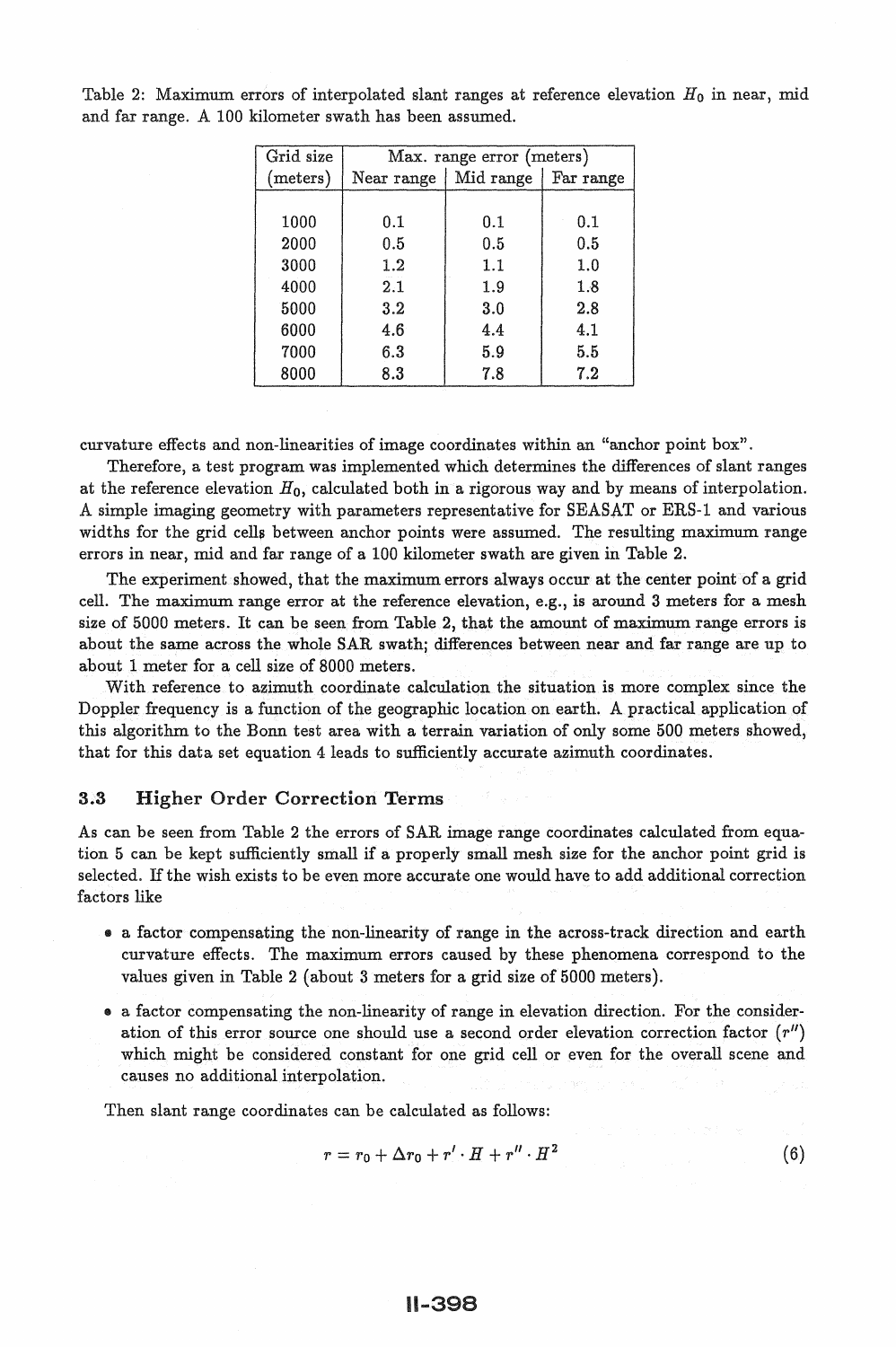Table 2: Maximum errors of interpolated slant ranges at reference elevation $H_0$ in near, mid and far range. A 100 kilometer swath has been assumed.

| Grid size (meters) | Max. range error (meters) | | |
|---|---|---|---|
| | Near range | Mid range | Far range |
| 1000 | 0.1 | 0.1 | 0.1 |
| 2000 | 0.5 | 0.5 | 0.5 |
| 3000 | 1.2 | 1.1 | 1.0 |
| 4000 | 2.1 | 1.9 | 1.8 |
| 5000 | 3.2 | 3.0 | 2.8 |
| 6000 | 4.6 | 4.4 | 4.1 |
| 7000 | 6.3 | 5.9 | 5.5 |
| 8000 | 8.3 | 7.8 | 7.2 |

curvature effects and non-linearities of image coordinates within an "anchor point box".

Therefore, a test program was implemented which determines the differences of slant ranges at the reference elevation $H_0$, calculated both in a rigorous way and by means of interpolation. A simple imaging geometry with parameters representative for SEASAT or ERS-1 and various widths for the grid cells between anchor points were assumed. The resulting maximum range errors in near, mid and far range of a 100 kilometer swath are given in Table 2.

The experiment showed, that the maximum errors always occur at the center point of a grid cell. The maximum range error at the reference elevation, e.g., is around 3 meters for a mesh size of 5000 meters. It can be seen from Table 2, that the amount of maximum range errors is about the same across the whole SAR swath; differences between near and far range are up to about 1 meter for a cell size of 8000 meters.

With reference to azimuth coordinate calculation the situation is more complex since the Doppler frequency is a function of the geographic location on earth. A practical application of this algorithm to the Bonn test area with a terrain variation of only some 500 meters showed, that for this data set equation 4 leads to sufficiently accurate azimuth coordinates.

### 3.3 Higher Order Correction Terms

As can be seen from Table 2 the errors of SAR image range coordinates calculated from equation 5 can be kept sufficiently small if a properly small mesh size for the anchor point grid is selected. If the wish exists to be even more accurate one would have to add additional correction factors like

- a factor compensating the non-linearity of range in the across-track direction and earth curvature effects. The maximum errors caused by these phenomena correspond to the values given in Table 2 (about 3 meters for a grid size of 5000 meters).
- a factor compensating the non-linearity of range in elevation direction. For the consideration of this error source one should use a second order elevation correction factor ($r''$) which might be considered constant for one grid cell or even for the overall scene and causes no additional interpolation.

Then slant range coordinates can be calculated as follows:

$$r = r_0 + \Delta r_0 + r' \cdot H + r'' \cdot H^2 \tag{6}$$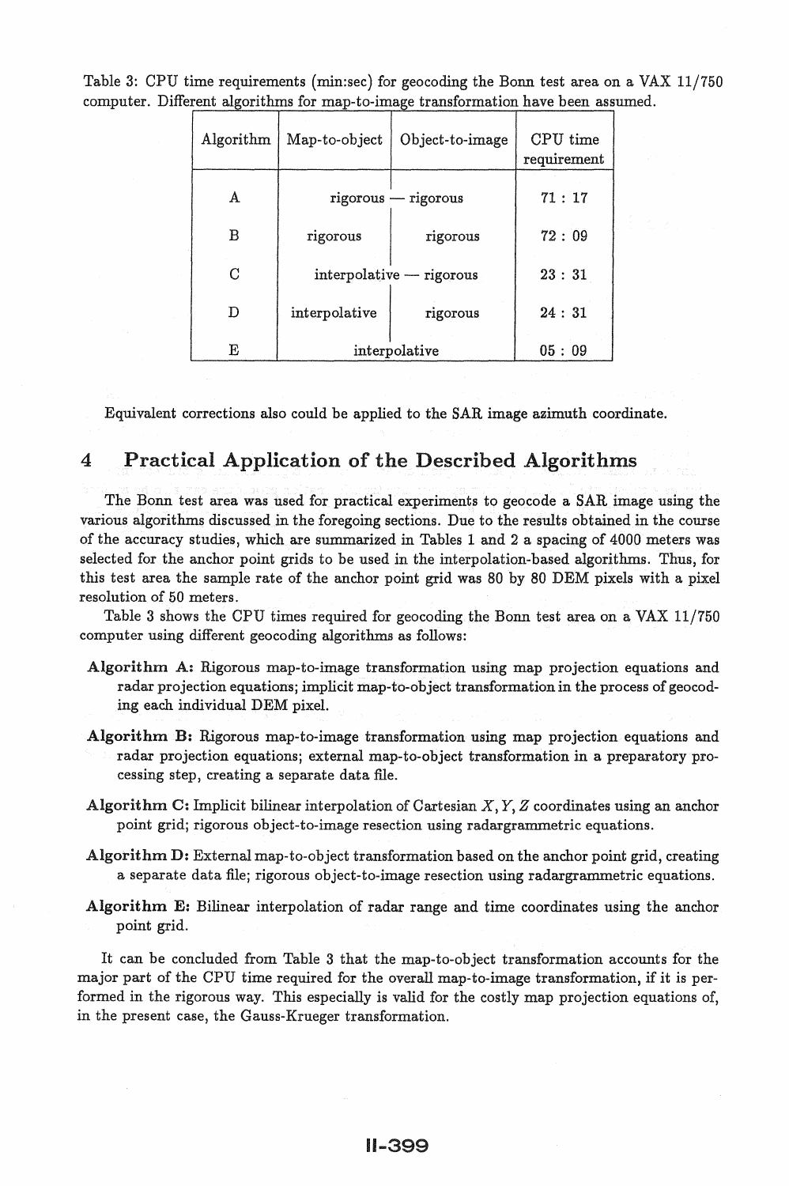Table 3: CPU time requirements (min:sec) for geocoding the Bonn test area on a VAX 11/750 computer. Different algorithms for map-to-image transformation have been assumed.

| Algorithm | Map-to-object | Object-to-image | CPU time requirement |
|---|---|---|---|
| A | rigorous — rigorous | | 71 : 17 |
| B | rigorous | rigorous | 72 : 09 |
| C | interpolative — rigorous | | 23 : 31 |
| D | interpolative | rigorous | 24 : 31 |
| E | interpolative | | 05 : 09 |

Equivalent corrections also could be applied to the SAR image azimuth coordinate.

## 4 Practical Application of the Described Algorithms

The Bonn test area was used for practical experiments to geocode a SAR image using the various algorithms discussed in the foregoing sections. Due to the results obtained in the course of the accuracy studies, which are summarized in Tables 1 and 2 a spacing of 4000 meters was selected for the anchor point grids to be used in the interpolation-based algorithms. Thus, for this test area the sample rate of the anchor point grid was 80 by 80 DEM pixels with a pixel resolution of 50 meters.

Table 3 shows the CPU times required for geocoding the Bonn test area on a VAX 11/750 computer using different geocoding algorithms as follows:

- **Algorithm A:** Rigorous map-to-image transformation using map projection equations and radar projection equations; implicit map-to-object transformation in the process of geocoding each individual DEM pixel.
- **Algorithm B:** Rigorous map-to-image transformation using map projection equations and radar projection equations; external map-to-object transformation in a preparatory processing step, creating a separate data file.
- **Algorithm C:** Implicit bilinear interpolation of Cartesian $X, Y, Z$ coordinates using an anchor point grid; rigorous object-to-image resection using radargrammetric equations.
- **Algorithm D:** External map-to-object transformation based on the anchor point grid, creating a separate data file; rigorous object-to-image resection using radargrammetric equations.
- **Algorithm E:** Bilinear interpolation of radar range and time coordinates using the anchor point grid.

It can be concluded from Table 3 that the map-to-object transformation accounts for the major part of the CPU time required for the overall map-to-image transformation, if it is performed in the rigorous way. This especially is valid for the costly map projection equations of, in the present case, the Gauss-Krueger transformation.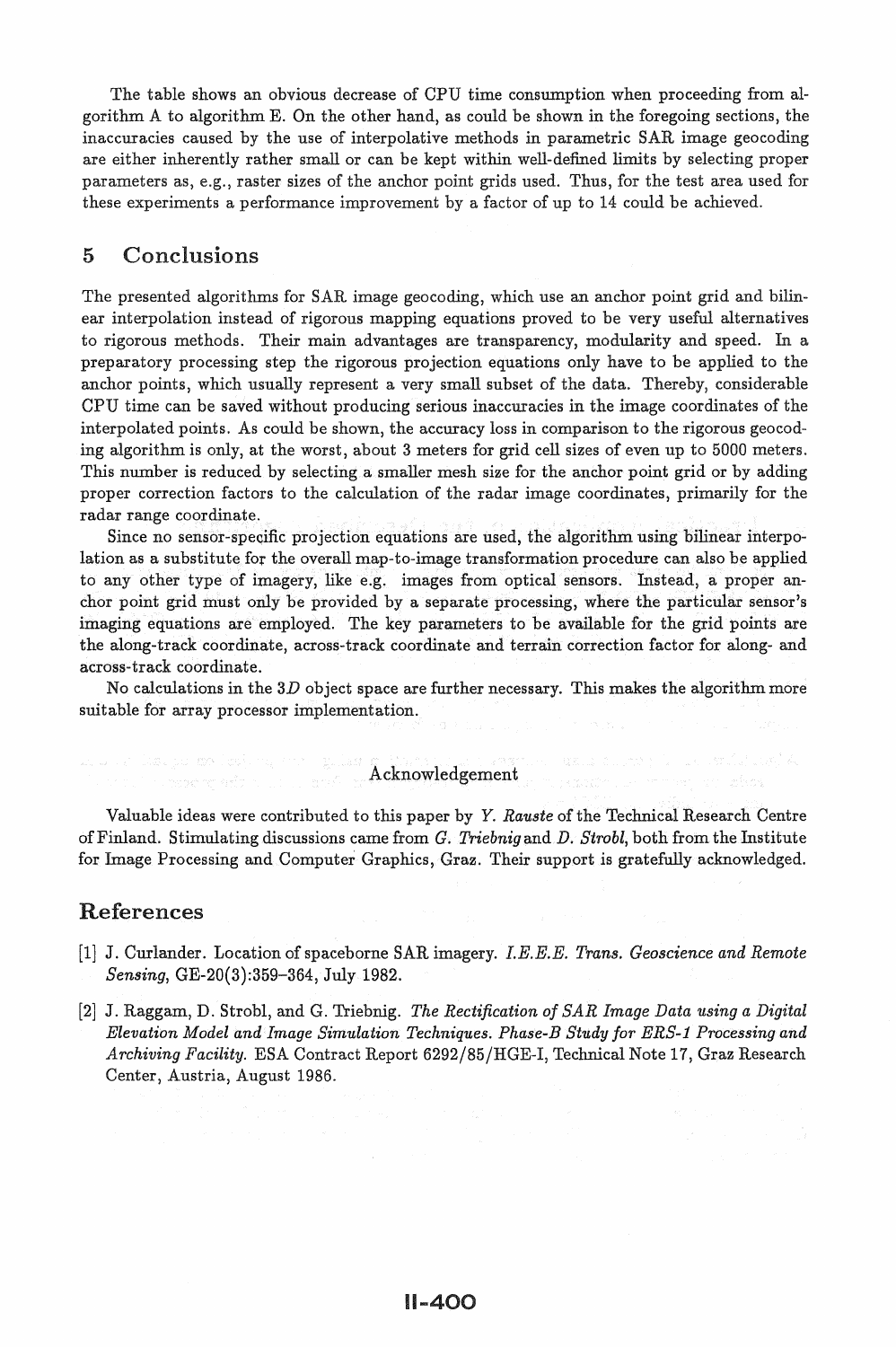The table shows an obvious decrease of CPU time consumption when proceeding from algorithm A to algorithm E. On the other hand, as could be shown in the foregoing sections, the inaccuracies caused by the use of interpolative methods in parametric SAR image geocoding are either inherently rather small or can be kept within well-defined limits by selecting proper parameters as, e.g., raster sizes of the anchor point grids used. Thus, for the test area used for these experiments a performance improvement by a factor of up to 14 could be achieved.

## 5 Conclusions

The presented algorithms for SAR image geocoding, which use an anchor point grid and bilinear interpolation instead of rigorous mapping equations proved to be very useful alternatives to rigorous methods. Their main advantages are transparency, modularity and speed. In a preparatory processing step the rigorous projection equations only have to be applied to the anchor points, which usually represent a very small subset of the data. Thereby, considerable CPU time can be saved without producing serious inaccuracies in the image coordinates of the interpolated points. As could be shown, the accuracy loss in comparison to the rigorous geocoding algorithm is only, at the worst, about 3 meters for grid cell sizes of even up to 5000 meters. This number is reduced by selecting a smaller mesh size for the anchor point grid or by adding proper correction factors to the calculation of the radar image coordinates, primarily for the radar range coordinate.

Since no sensor-specific projection equations are used, the algorithm using bilinear interpolation as a substitute for the overall map-to-image transformation procedure can also be applied to any other type of imagery, like e.g. images from optical sensors. Instead, a proper anchor point grid must only be provided by a separate processing, where the particular sensor's imaging equations are employed. The key parameters to be available for the grid points are the along-track coordinate, across-track coordinate and terrain correction factor for along- and across-track coordinate.

No calculations in the $3D$ object space are further necessary. This makes the algorithm more suitable for array processor implementation.

### Acknowledgement

Valuable ideas were contributed to this paper by *Y. Rauste* of the Technical Research Centre of Finland. Stimulating discussions came from *G. Triebnig* and *D. Strobl*, both from the Institute for Image Processing and Computer Graphics, Graz. Their support is gratefully acknowledged.

## References

[1] J. Curlander. Location of spaceborne SAR imagery. *I.E.E.E. Trans. Geoscience and Remote Sensing*, GE-20(3):359–364, July 1982.

[2] J. Raggam, D. Strobl, and G. Triebnig. *The Rectification of SAR Image Data using a Digital Elevation Model and Image Simulation Techniques. Phase-B Study for ERS-1 Processing and Archiving Facility.* ESA Contract Report 6292/85/HGE-I, Technical Note 17, Graz Research Center, Austria, August 1986.